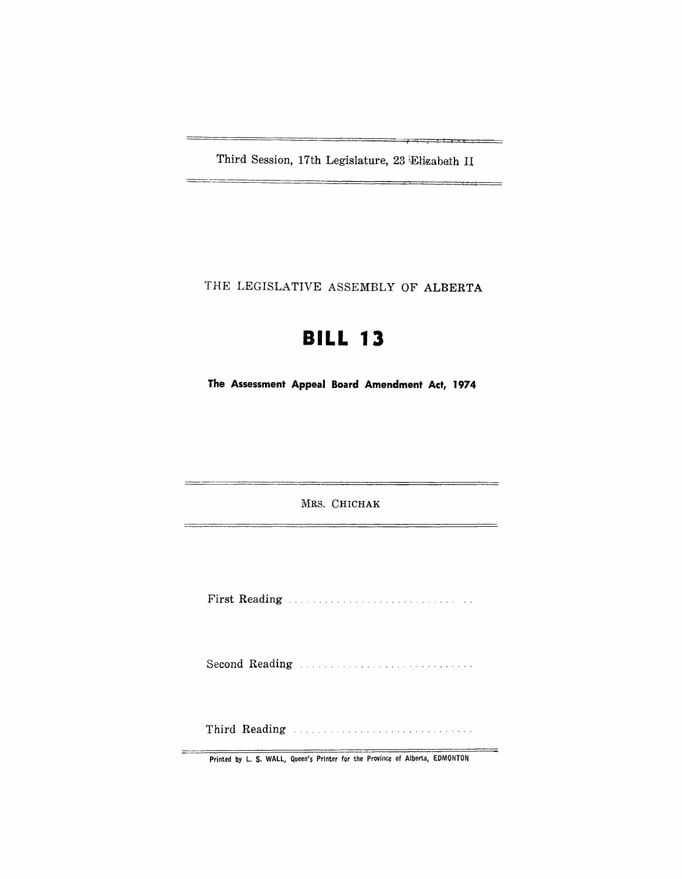Third Session, 17th Legislature, 23 Elizabeth II

THE LEGISLATIVE ASSEMBLY OF ALBERTA

# BILL 13

**The Assessment Appeal Board Amendment Act, 1974**

MRS. CHICHAK

First Reading ..............................

Second Reading ..............................

Third Reading ..............................

Printed by L. S. WALL, Queen's Printer for the Province of Alberta, EDMONTON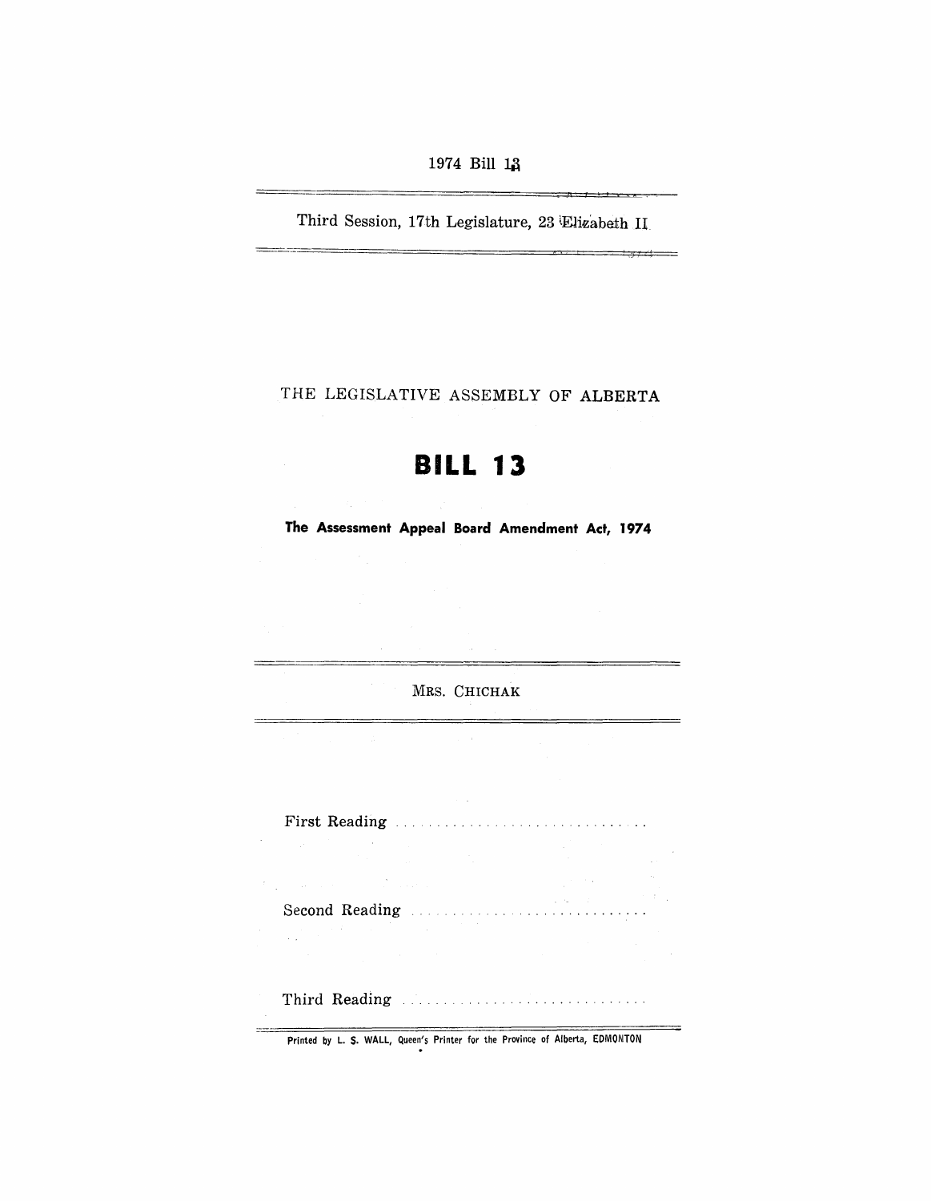1974 Bill 13

Third Session, 17th Legislature, 23 Elizabeth II

THE LEGISLATIVE ASSEMBLY OF ALBERTA

# BILL 13

**The Assessment Appeal Board Amendment Act, 1974**

MRS. CHICHAK

First Reading ..............................

Second Reading ..............................

Third Reading ..............................

Printed by L. S. WALL, Queen's Printer for the Province of Alberta, EDMONTON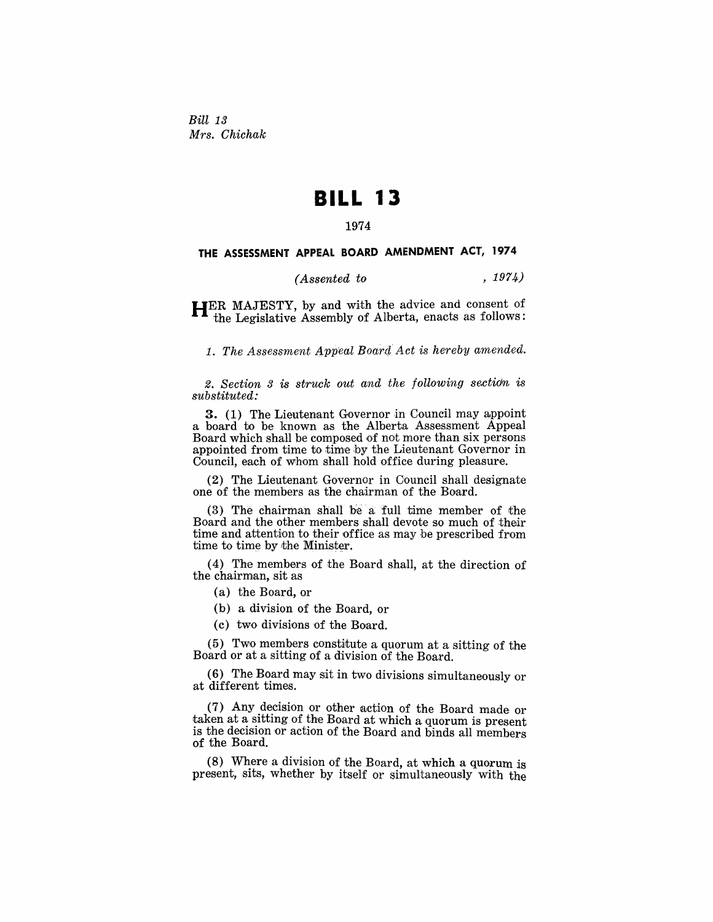*Bill 13*
*Mrs. Chichak*

# BILL 13

1974

## THE ASSESSMENT APPEAL BOARD AMENDMENT ACT, 1974

*(Assented to , 1974)*

HER MAJESTY, by and with the advice and consent of the Legislative Assembly of Alberta, enacts as follows:

*1. The Assessment Appeal Board Act is hereby amended.*

*2. Section 3 is struck out and the following section is substituted:*

**3.** (1) The Lieutenant Governor in Council may appoint a board to be known as the Alberta Assessment Appeal Board which shall be composed of not more than six persons appointed from time to time by the Lieutenant Governor in Council, each of whom shall hold office during pleasure.

(2) The Lieutenant Governor in Council shall designate one of the members as the chairman of the Board.

(3) The chairman shall be a full time member of the Board and the other members shall devote so much of their time and attention to their office as may be prescribed from time to time by the Minister.

(4) The members of the Board shall, at the direction of the chairman, sit as

(a) the Board, or

(b) a division of the Board, or

(c) two divisions of the Board.

(5) Two members constitute a quorum at a sitting of the Board or at a sitting of a division of the Board.

(6) The Board may sit in two divisions simultaneously or at different times.

(7) Any decision or other action of the Board made or taken at a sitting of the Board at which a quorum is present is the decision or action of the Board and binds all members of the Board.

(8) Where a division of the Board, at which a quorum is present, sits, whether by itself or simultaneously with the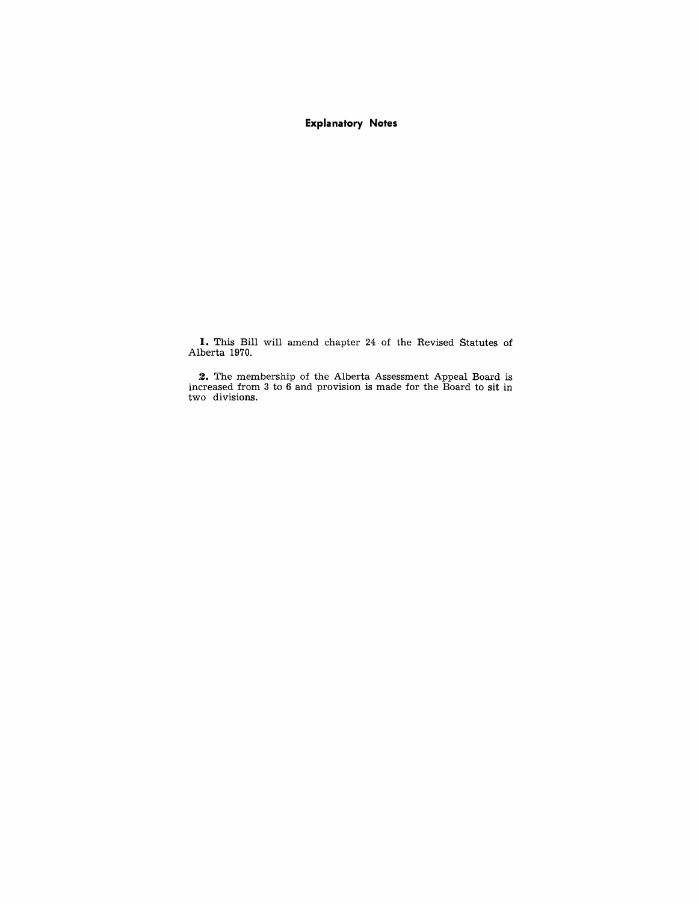## Explanatory Notes

**1.** This Bill will amend chapter 24 of the Revised Statutes of Alberta 1970.

**2.** The membership of the Alberta Assessment Appeal Board is increased from 3 to 6 and provision is made for the Board to sit in two divisions.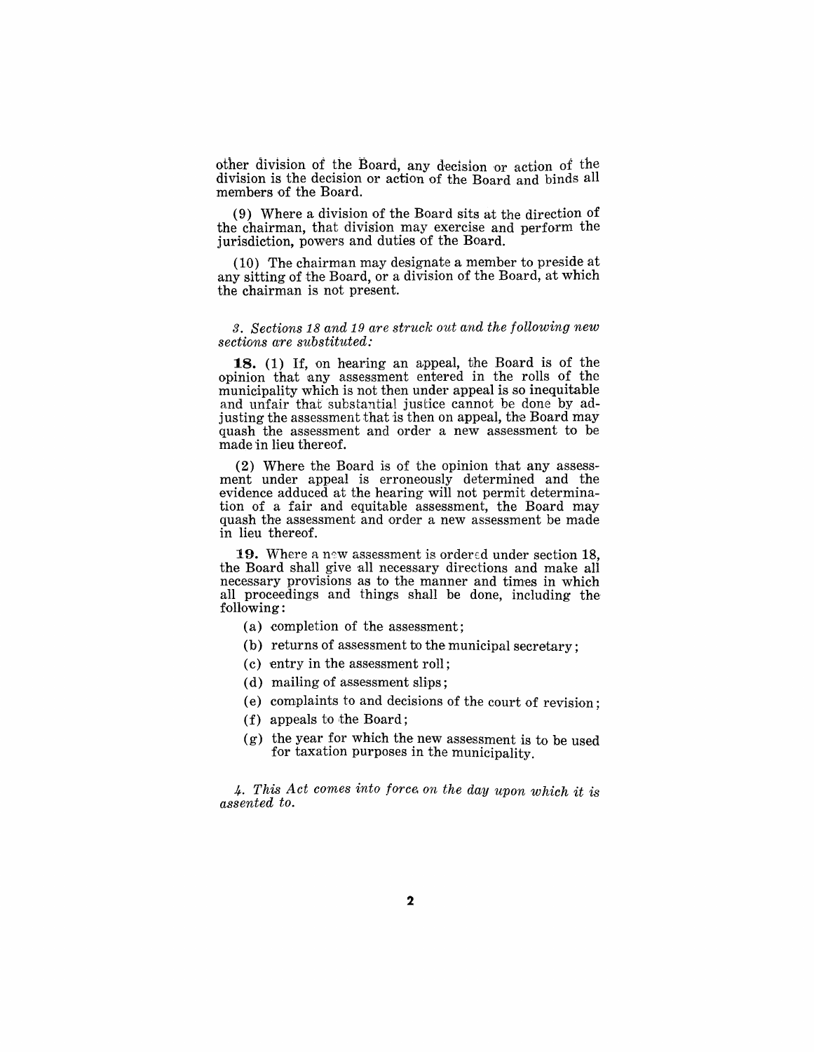other division of the Board, any decision or action of the division is the decision or action of the Board and binds all members of the Board.

(9) Where a division of the Board sits at the direction of the chairman, that division may exercise and perform the jurisdiction, powers and duties of the Board.

(10) The chairman may designate a member to preside at any sitting of the Board, or a division of the Board, at which the chairman is not present.

*3. Sections 18 and 19 are struck out and the following new sections are substituted:*

**18.** (1) If, on hearing an appeal, the Board is of the opinion that any assessment entered in the rolls of the municipality which is not then under appeal is so inequitable and unfair that substantial justice cannot be done by adjusting the assessment that is then on appeal, the Board may quash the assessment and order a new assessment to be made in lieu thereof.

(2) Where the Board is of the opinion that any assessment under appeal is erroneously determined and the evidence adduced at the hearing will not permit determination of a fair and equitable assessment, the Board may quash the assessment and order a new assessment be made in lieu thereof.

**19.** Where a new assessment is ordered under section 18, the Board shall give all necessary directions and make all necessary provisions as to the manner and times in which all proceedings and things shall be done, including the following:

- (a) completion of the assessment;
- (b) returns of assessment to the municipal secretary;
- (c) entry in the assessment roll;
- (d) mailing of assessment slips;
- (e) complaints to and decisions of the court of revision;
- (f) appeals to the Board;
- (g) the year for which the new assessment is to be used for taxation purposes in the municipality.

*4. This Act comes into force on the day upon which it is assented to.*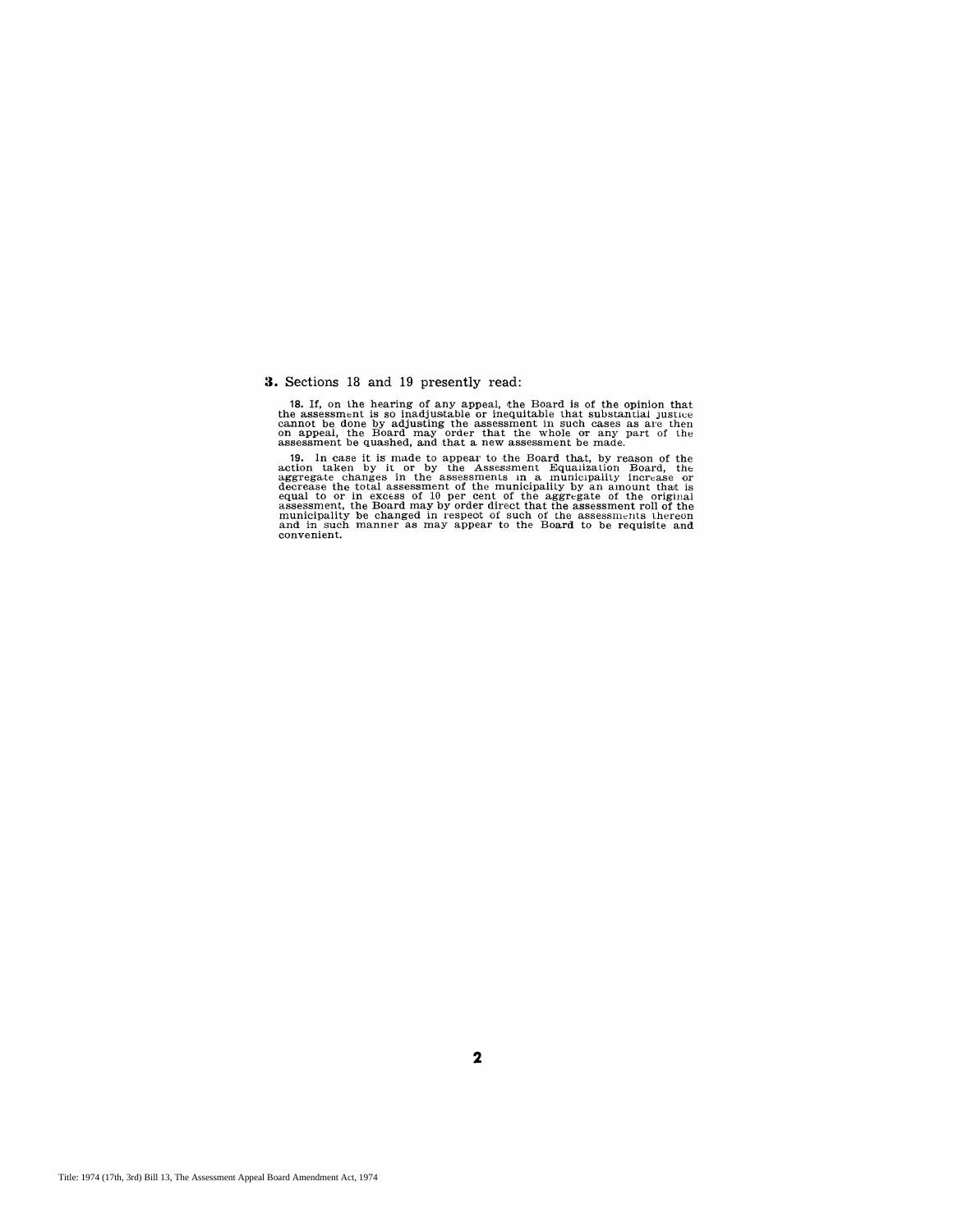**3.** Sections 18 and 19 presently read:

**18.** If, on the hearing of any appeal, the Board is of the opinion that the assessment is so inadjustable or inequitable that substantial justice cannot be done by adjusting the assessment in such cases as are then on appeal, the Board may order that the whole or any part of the assessment be quashed, and that a new assessment be made.

**19.** In case it is made to appear to the Board that, by reason of the action taken by it or by the Assessment Equalization Board, the aggregate changes in the assessments in a municipality increase or decrease the total assessment of the municipality by an amount that is equal to or in excess of 10 per cent of the aggregate of the original assessment, the Board may by order direct that the assessment roll of the municipality be changed in respect of such of the assessments thereon and in such manner as may appear to the Board to be requisite and convenient.

Title: 1974 (17th, 3rd) Bill 13, The Assessment Appeal Board Amendment Act, 1974